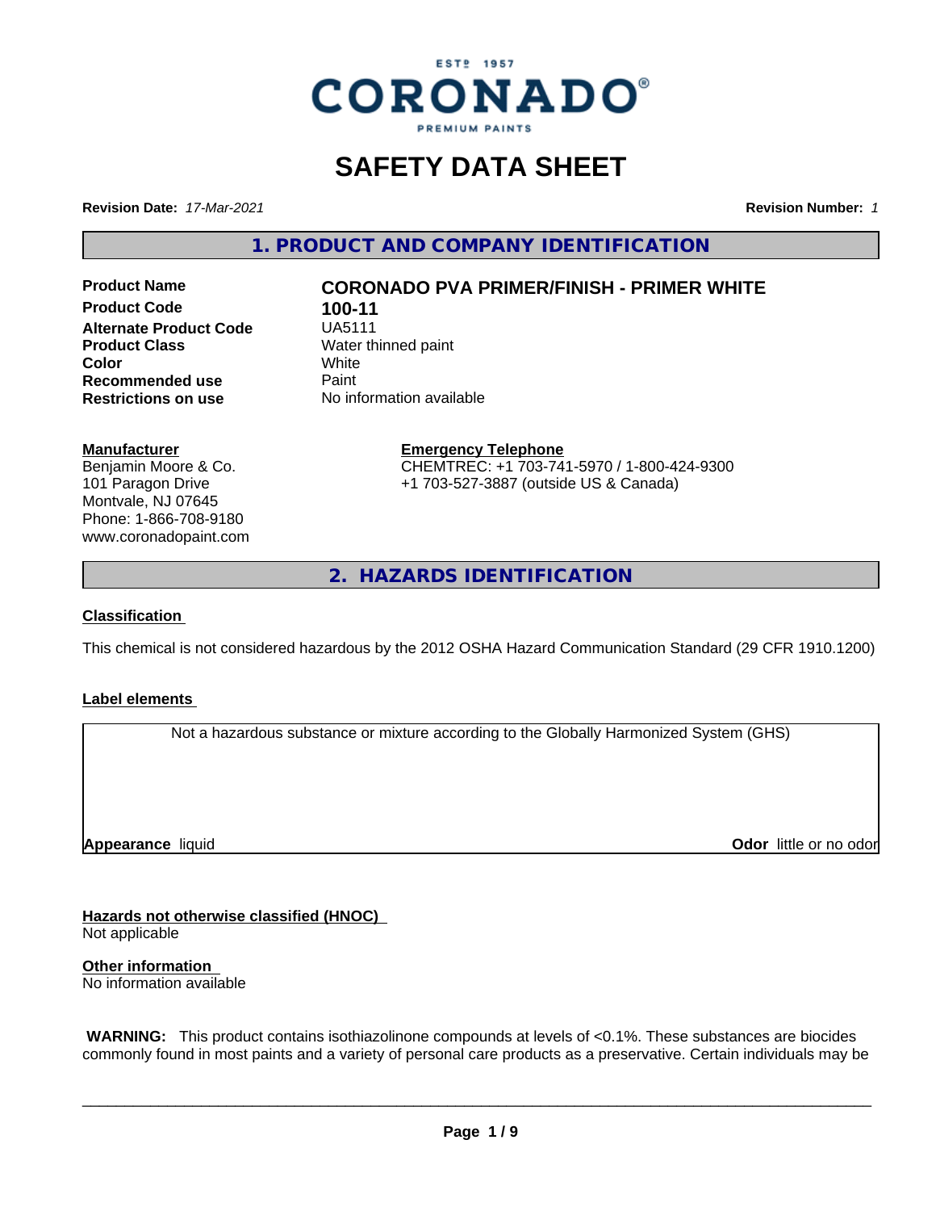ESTD 1957
CORONADO®
PREMIUM PAINTS

# SAFETY DATA SHEET

**Revision Date:** *17-Mar-2021* **Revision Number:** *1*

## 1. PRODUCT AND COMPANY IDENTIFICATION

| | |
|---|---|
| **Product Name** | **CORONADO PVA PRIMER/FINISH - PRIMER WHITE** |
| **Product Code** | **100-11** |
| **Alternate Product Code** | UA5111 |
| **Product Class** | Water thinned paint |
| **Color** | White |
| **Recommended use** | Paint |
| **Restrictions on use** | No information available |

**Manufacturer**
Benjamin Moore & Co.
101 Paragon Drive
Montvale, NJ 07645
Phone: 1-866-708-9180
www.coronadopaint.com

**Emergency Telephone**
CHEMTREC: +1 703-741-5970 / 1-800-424-9300
+1 703-527-3887 (outside US & Canada)

## 2. HAZARDS IDENTIFICATION

**Classification**

This chemical is not considered hazardous by the 2012 OSHA Hazard Communication Standard (29 CFR 1910.1200)

**Label elements**

Not a hazardous substance or mixture according to the Globally Harmonized System (GHS)

**Appearance** liquid **Odor** little or no odor

**Hazards not otherwise classified (HNOC)**
Not applicable

**Other information**
No information available

**WARNING:** This product contains isothiazolinone compounds at levels of <0.1%. These substances are biocides commonly found in most paints and a variety of personal care products as a preservative. Certain individuals may be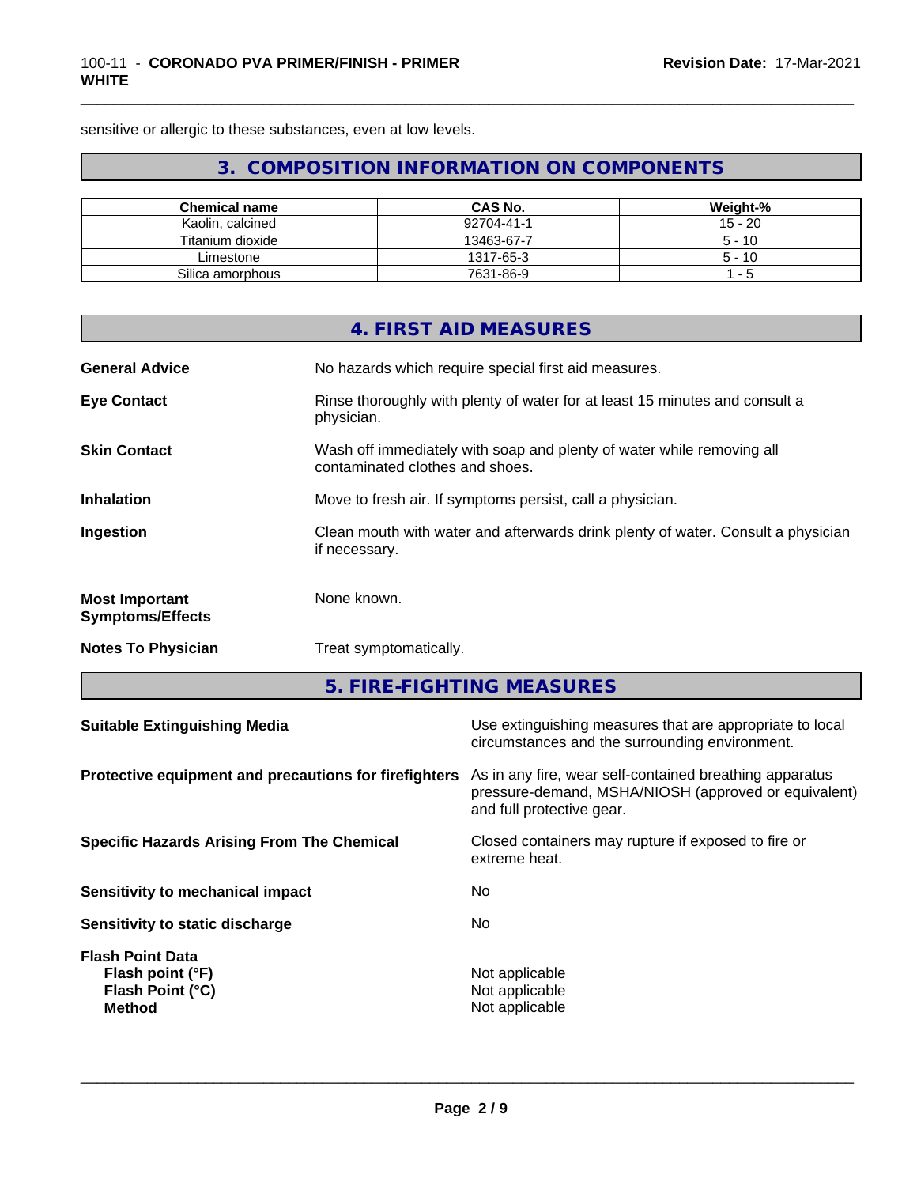sensitive or allergic to these substances, even at low levels.

## 3. COMPOSITION INFORMATION ON COMPONENTS

| Chemical name | CAS No. | Weight-% |
|---|---|---|
| Kaolin, calcined | 92704-41-1 | 15 - 20 |
| Titanium dioxide | 13463-67-7 | 5 - 10 |
| Limestone | 1317-65-3 | 5 - 10 |
| Silica amorphous | 7631-86-9 | 1 - 5 |

## 4. FIRST AID MEASURES

**General Advice** No hazards which require special first aid measures.

**Eye Contact** Rinse thoroughly with plenty of water for at least 15 minutes and consult a physician.

**Skin Contact** Wash off immediately with soap and plenty of water while removing all contaminated clothes and shoes.

**Inhalation** Move to fresh air. If symptoms persist, call a physician.

**Ingestion** Clean mouth with water and afterwards drink plenty of water. Consult a physician if necessary.

**Most Important Symptoms/Effects** None known.

**Notes To Physician** Treat symptomatically.

## 5. FIRE-FIGHTING MEASURES

**Suitable Extinguishing Media** Use extinguishing measures that are appropriate to local circumstances and the surrounding environment.

**Protective equipment and precautions for firefighters** As in any fire, wear self-contained breathing apparatus pressure-demand, MSHA/NIOSH (approved or equivalent) and full protective gear.

**Specific Hazards Arising From The Chemical** Closed containers may rupture if exposed to fire or extreme heat.

**Sensitivity to mechanical impact** No

**Sensitivity to static discharge** No

**Flash Point Data**
**Flash point (°F)** Not applicable
**Flash Point (°C)** Not applicable
**Method** Not applicable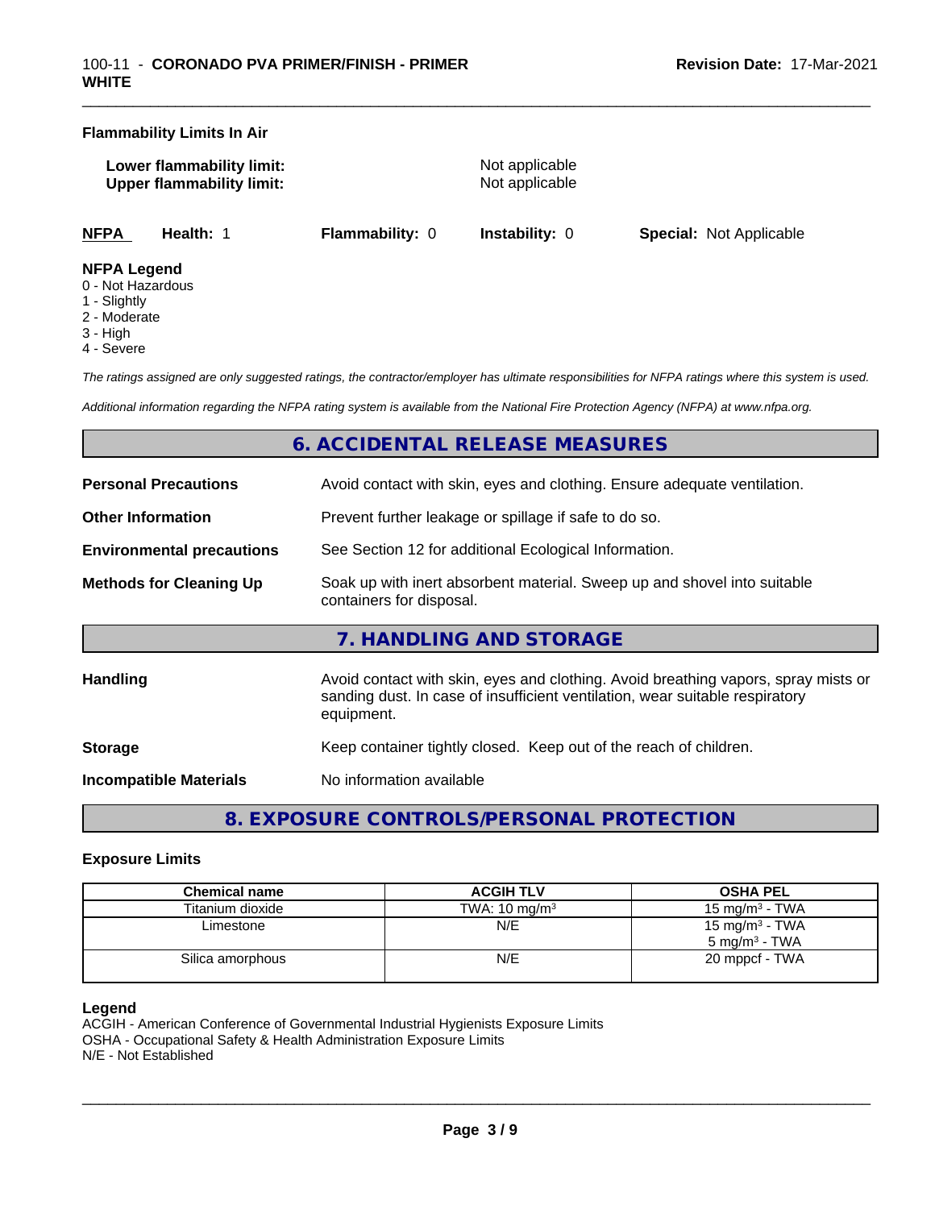**Flammability Limits In Air**

**Lower flammability limit:** Not applicable
**Upper flammability limit:** Not applicable

| **NFPA** | **Health:** 1 | **Flammability:** 0 | **Instability:** 0 | **Special:** Not Applicable |
|---|---|---|---|---|

**NFPA Legend**
- 0 - Not Hazardous
- 1 - Slightly
- 2 - Moderate
- 3 - High
- 4 - Severe

*The ratings assigned are only suggested ratings, the contractor/employer has ultimate responsibilities for NFPA ratings where this system is used.*

*Additional information regarding the NFPA rating system is available from the National Fire Protection Agency (NFPA) at www.nfpa.org.*

## 6. ACCIDENTAL RELEASE MEASURES

**Personal Precautions** Avoid contact with skin, eyes and clothing. Ensure adequate ventilation.

**Other Information** Prevent further leakage or spillage if safe to do so.

**Environmental precautions** See Section 12 for additional Ecological Information.

**Methods for Cleaning Up** Soak up with inert absorbent material. Sweep up and shovel into suitable containers for disposal.

## 7. HANDLING AND STORAGE

**Handling** Avoid contact with skin, eyes and clothing. Avoid breathing vapors, spray mists or sanding dust. In case of insufficient ventilation, wear suitable respiratory equipment.

**Storage** Keep container tightly closed. Keep out of the reach of children.

**Incompatible Materials** No information available

## 8. EXPOSURE CONTROLS/PERSONAL PROTECTION

### Exposure Limits

| Chemical name | ACGIH TLV | OSHA PEL |
|---|---|---|
| Titanium dioxide | TWA: 10 mg/m³ | 15 mg/m³ - TWA |
| Limestone | N/E | 15 mg/m³ - TWA<br>5 mg/m³ - TWA |
| Silica amorphous | N/E | 20 mppcf - TWA |

**Legend**
ACGIH - American Conference of Governmental Industrial Hygienists Exposure Limits
OSHA - Occupational Safety & Health Administration Exposure Limits
N/E - Not Established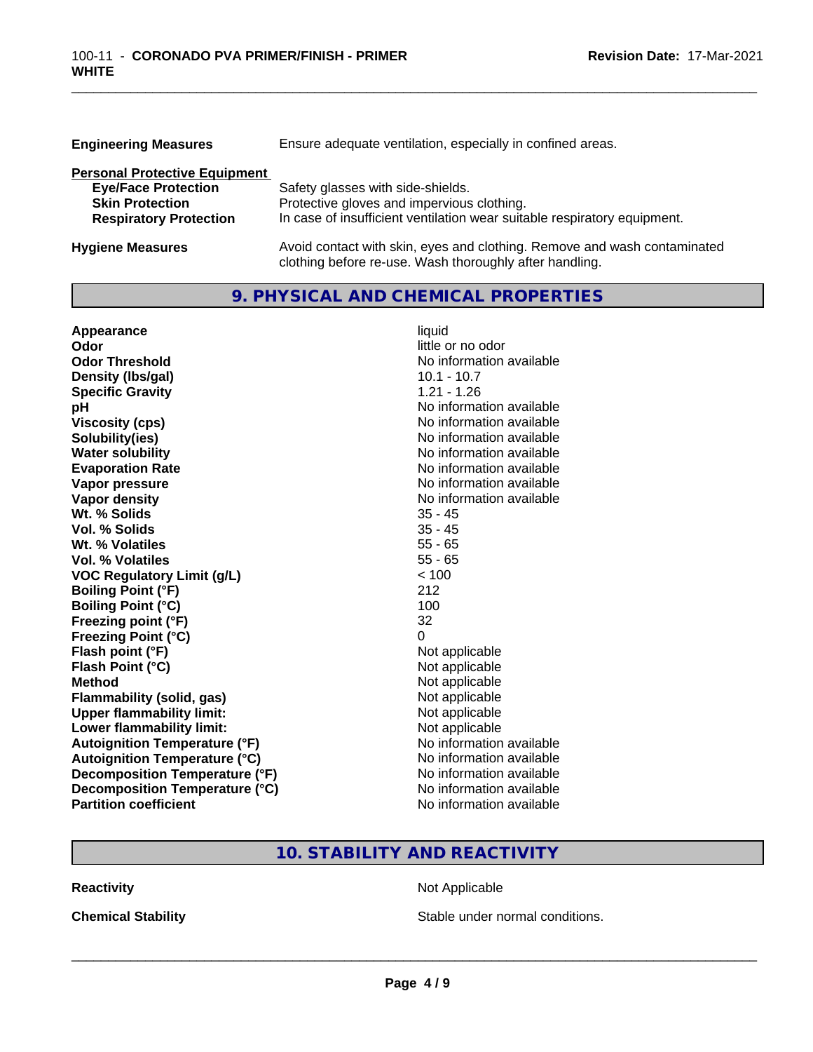| | |
|---|---|
| **Engineering Measures** | Ensure adequate ventilation, especially in confined areas. |

**Personal Protective Equipment**

| | |
|---|---|
| **Eye/Face Protection** | Safety glasses with side-shields. |
| **Skin Protection** | Protective gloves and impervious clothing. |
| **Respiratory Protection** | In case of insufficient ventilation wear suitable respiratory equipment. |

| | |
|---|---|
| **Hygiene Measures** | Avoid contact with skin, eyes and clothing. Remove and wash contaminated clothing before re-use. Wash thoroughly after handling. |

## 9. PHYSICAL AND CHEMICAL PROPERTIES

| | |
|---|---|
| **Appearance** | liquid |
| **Odor** | little or no odor |
| **Odor Threshold** | No information available |
| **Density (lbs/gal)** | 10.1 - 10.7 |
| **Specific Gravity** | 1.21 - 1.26 |
| **pH** | No information available |
| **Viscosity (cps)** | No information available |
| **Solubility(ies)** | No information available |
| **Water solubility** | No information available |
| **Evaporation Rate** | No information available |
| **Vapor pressure** | No information available |
| **Vapor density** | No information available |
| **Wt. % Solids** | 35 - 45 |
| **Vol. % Solids** | 35 - 45 |
| **Wt. % Volatiles** | 55 - 65 |
| **Vol. % Volatiles** | 55 - 65 |
| **VOC Regulatory Limit (g/L)** | < 100 |
| **Boiling Point (°F)** | 212 |
| **Boiling Point (°C)** | 100 |
| **Freezing point (°F)** | 32 |
| **Freezing Point (°C)** | 0 |
| **Flash point (°F)** | Not applicable |
| **Flash Point (°C)** | Not applicable |
| **Method** | Not applicable |
| **Flammability (solid, gas)** | Not applicable |
| **Upper flammability limit:** | Not applicable |
| **Lower flammability limit:** | Not applicable |
| **Autoignition Temperature (°F)** | No information available |
| **Autoignition Temperature (°C)** | No information available |
| **Decomposition Temperature (°F)** | No information available |
| **Decomposition Temperature (°C)** | No information available |
| **Partition coefficient** | No information available |

## 10. STABILITY AND REACTIVITY

| | |
|---|---|
| **Reactivity** | Not Applicable |
| **Chemical Stability** | Stable under normal conditions. |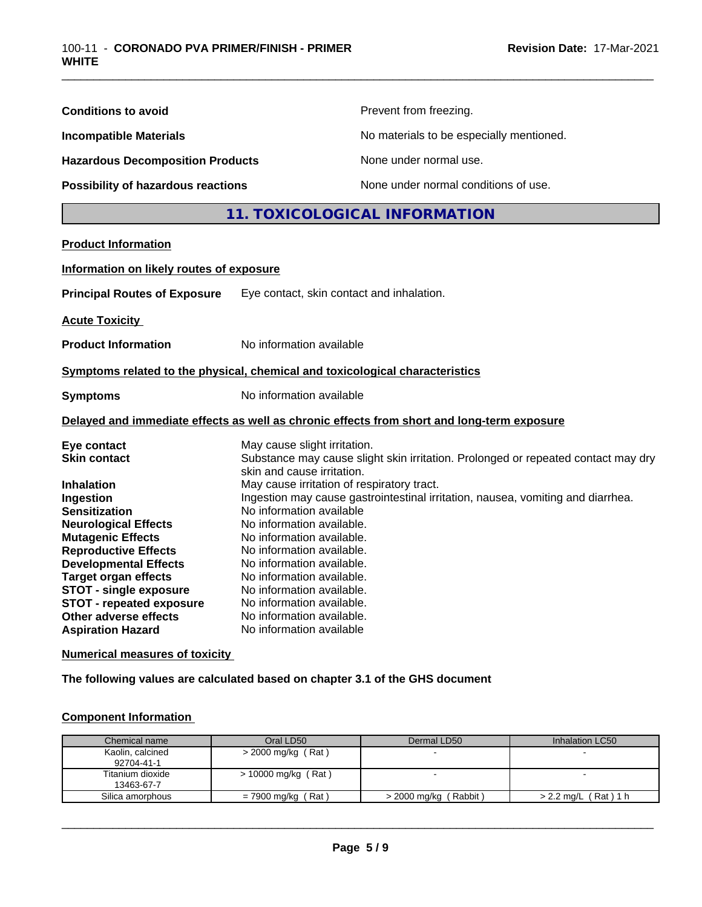| | |
|---|---|
| **Conditions to avoid** | Prevent from freezing. |
| **Incompatible Materials** | No materials to be especially mentioned. |
| **Hazardous Decomposition Products** | None under normal use. |
| **Possibility of hazardous reactions** | None under normal conditions of use. |

## 11. TOXICOLOGICAL INFORMATION

**Product Information**

**Information on likely routes of exposure**

**Principal Routes of Exposure** Eye contact, skin contact and inhalation.

**Acute Toxicity**

**Product Information** No information available

**Symptoms related to the physical, chemical and toxicological characteristics**

**Symptoms** No information available

**Delayed and immediate effects as well as chronic effects from short and long-term exposure**

| | |
|---|---|
| **Eye contact** | May cause slight irritation. |
| **Skin contact** | Substance may cause slight skin irritation. Prolonged or repeated contact may dry skin and cause irritation. |
| **Inhalation** | May cause irritation of respiratory tract. |
| **Ingestion** | Ingestion may cause gastrointestinal irritation, nausea, vomiting and diarrhea. |
| **Sensitization** | No information available |
| **Neurological Effects** | No information available. |
| **Mutagenic Effects** | No information available. |
| **Reproductive Effects** | No information available. |
| **Developmental Effects** | No information available. |
| **Target organ effects** | No information available. |
| **STOT - single exposure** | No information available. |
| **STOT - repeated exposure** | No information available. |
| **Other adverse effects** | No information available. |
| **Aspiration Hazard** | No information available |

**Numerical measures of toxicity**

**The following values are calculated based on chapter 3.1 of the GHS document**

**Component Information**

| Chemical name | Oral LD50 | Dermal LD50 | Inhalation LC50 |
|---|---|---|---|
| Kaolin, calcined 92704-41-1 | > 2000 mg/kg ( Rat ) | - | - |
| Titanium dioxide 13463-67-7 | > 10000 mg/kg ( Rat ) | - | - |
| Silica amorphous | = 7900 mg/kg ( Rat ) | > 2000 mg/kg ( Rabbit ) | > 2.2 mg/L ( Rat ) 1 h |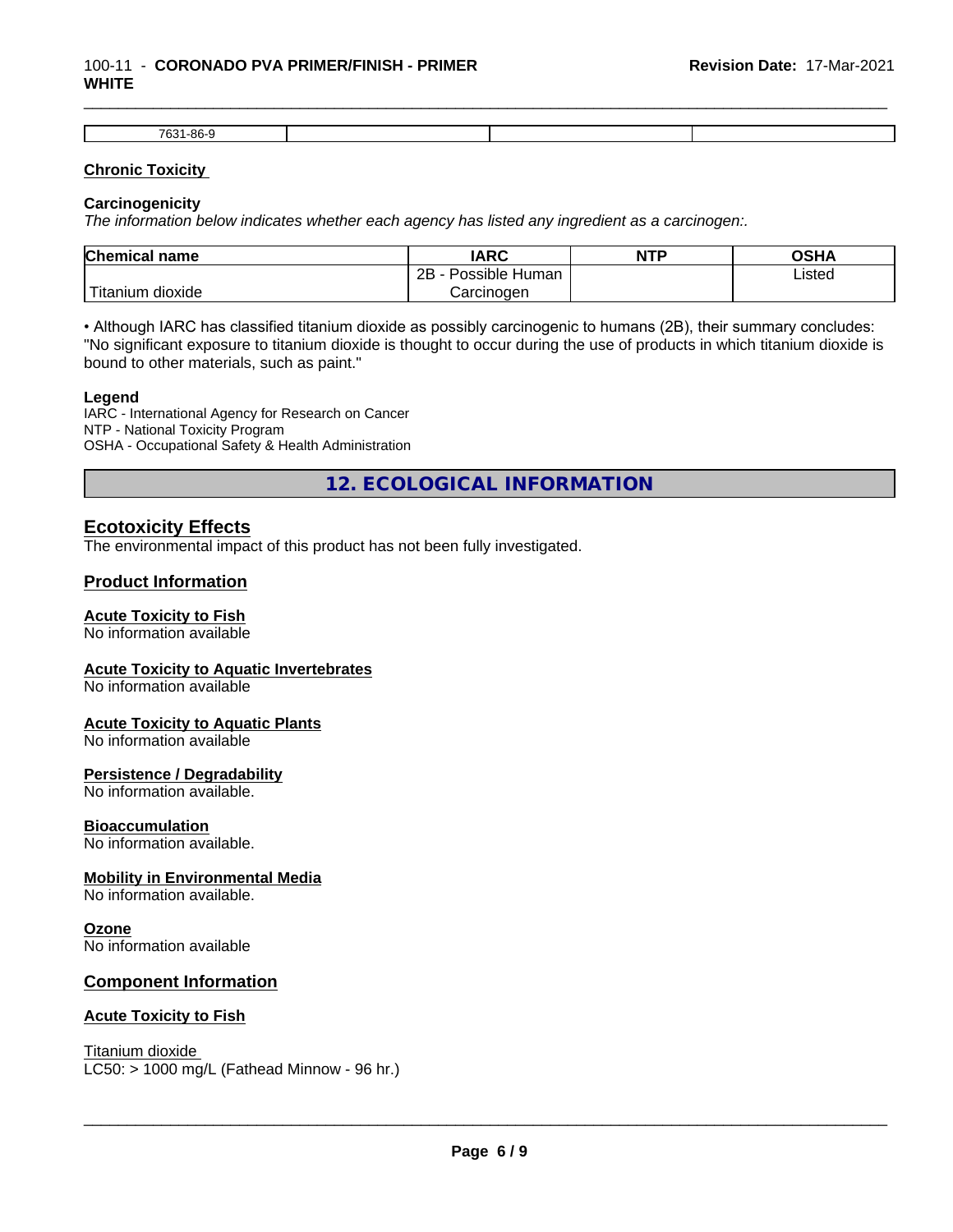| 7631-86-9 | | | |
|---|---|---|---|

**Chronic Toxicity**

**Carcinogenicity**

*The information below indicates whether each agency has listed any ingredient as a carcinogen:.*

| Chemical name | IARC | NTP | OSHA |
|---|---|---|---|
| Titanium dioxide | 2B - Possible Human Carcinogen | | Listed |

• Although IARC has classified titanium dioxide as possibly carcinogenic to humans (2B), their summary concludes: "No significant exposure to titanium dioxide is thought to occur during the use of products in which titanium dioxide is bound to other materials, such as paint."

**Legend**

IARC - International Agency for Research on Cancer
NTP - National Toxicity Program
OSHA - Occupational Safety & Health Administration

## 12. ECOLOGICAL INFORMATION

### Ecotoxicity Effects

The environmental impact of this product has not been fully investigated.

### Product Information

**Acute Toxicity to Fish**

No information available

**Acute Toxicity to Aquatic Invertebrates**

No information available

**Acute Toxicity to Aquatic Plants**

No information available

**Persistence / Degradability**

No information available.

**Bioaccumulation**

No information available.

**Mobility in Environmental Media**

No information available.

**Ozone**

No information available

### Component Information

**Acute Toxicity to Fish**

Titanium dioxide
LC50: > 1000 mg/L (Fathead Minnow - 96 hr.)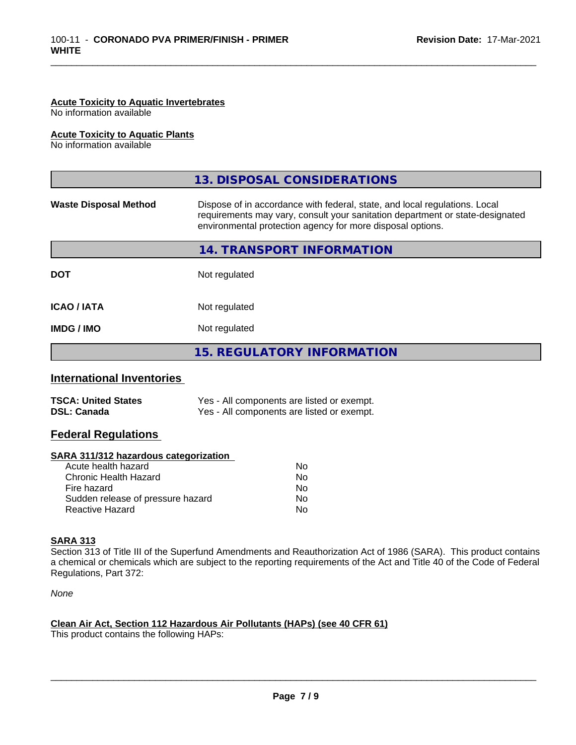**Acute Toxicity to Aquatic Invertebrates**
No information available

**Acute Toxicity to Aquatic Plants**
No information available

## 13. DISPOSAL CONSIDERATIONS

| | |
|---|---|
| **Waste Disposal Method** | Dispose of in accordance with federal, state, and local regulations. Local requirements may vary, consult your sanitation department or state-designated environmental protection agency for more disposal options. |

## 14. TRANSPORT INFORMATION

| | |
|---|---|
| **DOT** | Not regulated |
| **ICAO / IATA** | Not regulated |
| **IMDG / IMO** | Not regulated |

## 15. REGULATORY INFORMATION

### International Inventories

| | |
|---|---|
| **TSCA: United States** | Yes - All components are listed or exempt. |
| **DSL: Canada** | Yes - All components are listed or exempt. |

### Federal Regulations

**SARA 311/312 hazardous categorization**

| | |
|---|---|
| Acute health hazard | No |
| Chronic Health Hazard | No |
| Fire hazard | No |
| Sudden release of pressure hazard | No |
| Reactive Hazard | No |

**SARA 313**

Section 313 of Title III of the Superfund Amendments and Reauthorization Act of 1986 (SARA). This product contains a chemical or chemicals which are subject to the reporting requirements of the Act and Title 40 of the Code of Federal Regulations, Part 372:

*None*

**Clean Air Act, Section 112 Hazardous Air Pollutants (HAPs) (see 40 CFR 61)**
This product contains the following HAPs: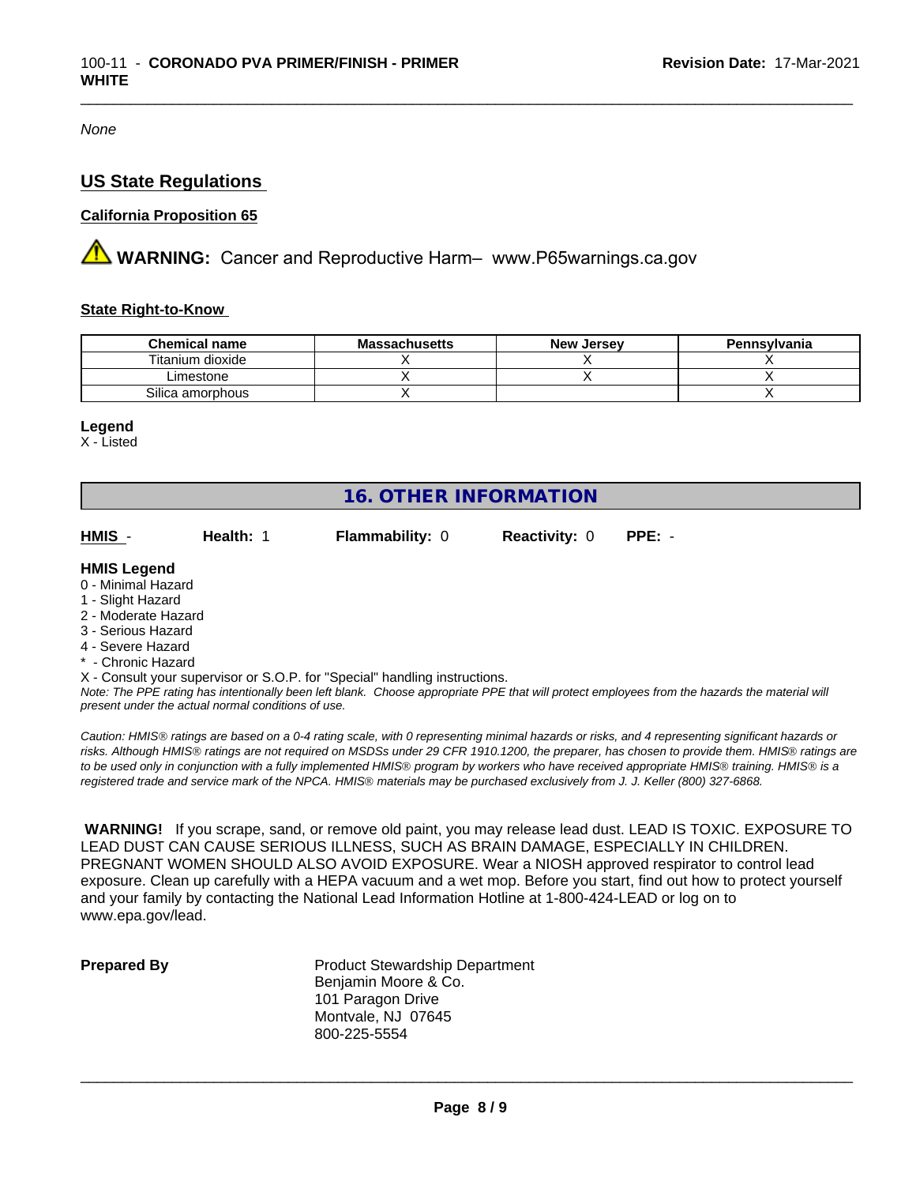*None*

## US State Regulations

**California Proposition 65**

**WARNING:** Cancer and Reproductive Harm– www.P65warnings.ca.gov

**State Right-to-Know**

| Chemical name | Massachusetts | New Jersey | Pennsylvania |
|---|---|---|---|
| Titanium dioxide | X | X | X |
| Limestone | X | X | X |
| Silica amorphous | X | | X |

**Legend**

X - Listed

## 16. OTHER INFORMATION

**HMIS** - **Health:** 1 **Flammability:** 0 **Reactivity:** 0 **PPE:** -

**HMIS Legend**

0 - Minimal Hazard
1 - Slight Hazard
2 - Moderate Hazard
3 - Serious Hazard
4 - Severe Hazard
* - Chronic Hazard
X - Consult your supervisor or S.O.P. for "Special" handling instructions.

*Note: The PPE rating has intentionally been left blank. Choose appropriate PPE that will protect employees from the hazards the material will present under the actual normal conditions of use.*

*Caution: HMIS® ratings are based on a 0-4 rating scale, with 0 representing minimal hazards or risks, and 4 representing significant hazards or risks. Although HMIS® ratings are not required on MSDSs under 29 CFR 1910.1200, the preparer, has chosen to provide them. HMIS® ratings are to be used only in conjunction with a fully implemented HMIS® program by workers who have received appropriate HMIS® training. HMIS® is a registered trade and service mark of the NPCA. HMIS® materials may be purchased exclusively from J. J. Keller (800) 327-6868.*

**WARNING!** If you scrape, sand, or remove old paint, you may release lead dust. LEAD IS TOXIC. EXPOSURE TO LEAD DUST CAN CAUSE SERIOUS ILLNESS, SUCH AS BRAIN DAMAGE, ESPECIALLY IN CHILDREN. PREGNANT WOMEN SHOULD ALSO AVOID EXPOSURE. Wear a NIOSH approved respirator to control lead exposure. Clean up carefully with a HEPA vacuum and a wet mop. Before you start, find out how to protect yourself and your family by contacting the National Lead Information Hotline at 1-800-424-LEAD or log on to www.epa.gov/lead.

**Prepared By**

Product Stewardship Department
Benjamin Moore & Co.
101 Paragon Drive
Montvale, NJ 07645
800-225-5554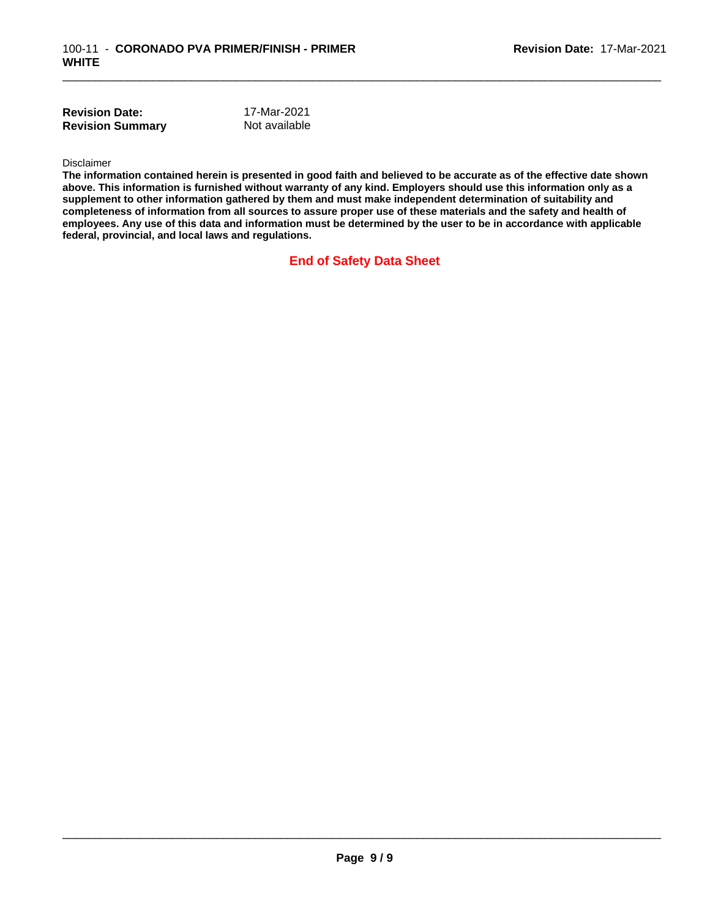**Revision Date:** 17-Mar-2021
**Revision Summary** Not available

Disclaimer

**The information contained herein is presented in good faith and believed to be accurate as of the effective date shown above. This information is furnished without warranty of any kind. Employers should use this information only as a supplement to other information gathered by them and must make independent determination of suitability and completeness of information from all sources to assure proper use of these materials and the safety and health of employees. Any use of this data and information must be determined by the user to be in accordance with applicable federal, provincial, and local laws and regulations.**

**End of Safety Data Sheet**